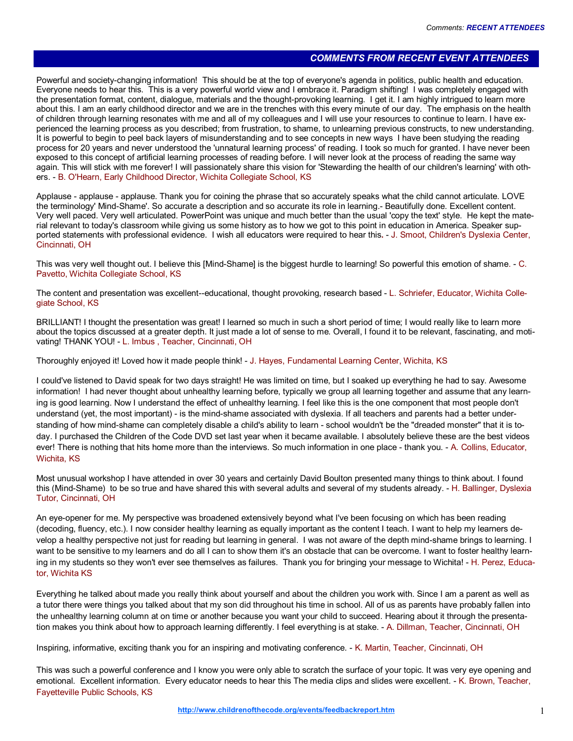## COMMENTS FROM RECENT EVENT ATTENDEES

Powerful and society-changing information! This should be at the top of everyone's agenda in politics, public health and education. Everyone needs to hear this. This is a very powerful world view and I embrace it. Paradigm shifting! I was completely engaged with the presentation format, content, dialogue, materials and the thought-provoking learning. I get it. I am highly intrigued to learn more about this. I am an early childhood director and we are in the trenches with this every minute of our day. The emphasis on the health of children through learning resonates with me and all of my colleagues and I will use your resources to continue to learn. I have experienced the learning process as you described; from frustration, to shame, to unlearning previous constructs, to new understanding. It is powerful to begin to peel back layers of misunderstanding and to see concepts in new ways I have been studying the reading process for 20 years and never understood the 'unnatural learning process' of reading. I took so much for granted. I have never been exposed to this concept of artificial learning processes of reading before. I will never look at the process of reading the same way again. This will stick with me forever! I will passionately share this vision for 'Stewarding the health of our children's learning' with others. - B. O'Hearn, Early Childhood Director, Wichita Collegiate School, KS

Applause - applause - applause. Thank you for coining the phrase that so accurately speaks what the child cannot articulate. LOVE the terminology' Mind-Shame'. So accurate a description and so accurate its role in learning.- Beautifully done. Excellent content. Very well paced. Very well articulated. PowerPoint was unique and much better than the usual 'copy the text' style. He kept the material relevant to today's classroom while giving us some history as to how we got to this point in education in America. Speaker supported statements with professional evidence. I wish all educators were required to hear this. - J. Smoot, Children's Dyslexia Center, Cincinnati, OH

This was very well thought out. I believe this [Mind-Shame] is the biggest hurdle to learning! So powerful this emotion of shame. - C. Pavetto, Wichita Collegiate School, KS

The content and presentation was excellent--educational, thought provoking, research based - L. Schriefer, Educator, Wichita Collegiate School, KS

BRILLIANT! I thought the presentation was great! I learned so much in such a short period of time; I would really like to learn more about the topics discussed at a greater depth. It just made a lot of sense to me. Overall, I found it to be relevant, fascinating, and motivating! THANK YOU! - L. Imbus , Teacher, Cincinnati, OH

Thoroughly enjoyed it! Loved how it made people think! - J. Hayes, Fundamental Learning Center, Wichita, KS

I could've listened to David speak for two days straight! He was limited on time, but I soaked up everything he had to say. Awesome information! I had never thought about unhealthy learning before, typically we group all learning together and assume that any learning is good learning. Now I understand the effect of unhealthy learning. I feel like this is the one component that most people don't understand (yet, the most important) - is the mind-shame associated with dyslexia. If all teachers and parents had a better understanding of how mind-shame can completely disable a child's ability to learn - school wouldn't be the "dreaded monster" that it is today. I purchased the Children of the Code DVD set last year when it became available. I absolutely believe these are the best videos ever! There is nothing that hits home more than the interviews. So much information in one place - thank you. - A. Collins, Educator, Wichita, KS

Most unusual workshop I have attended in over 30 years and certainly David Boulton presented many things to think about. I found this (Mind-Shame) to be so true and have shared this with several adults and several of my students already. - H. Ballinger, Dyslexia Tutor, Cincinnati, OH

An eye-opener for me. My perspective was broadened extensively beyond what I've been focusing on which has been reading (decoding, fluency, etc.). I now consider healthy learning as equally important as the content I teach. I want to help my learners develop a healthy perspective not just for reading but learning in general. I was not aware of the depth mind-shame brings to learning. I want to be sensitive to my learners and do all I can to show them it's an obstacle that can be overcome. I want to foster healthy learning in my students so they won't ever see themselves as failures. Thank you for bringing your message to Wichita! - H. Perez, Educator, Wichita KS

Everything he talked about made you really think about yourself and about the children you work with. Since I am a parent as well as a tutor there were things you talked about that my son did throughout his time in school. All of us as parents have probably fallen into the unhealthy learning column at on time or another because you want your child to succeed. Hearing about it through the presentation makes you think about how to approach learning differently. I feel everything is at stake. - A. Dillman, Teacher, Cincinnati, OH

Inspiring, informative, exciting thank you for an inspiring and motivating conference. - K. Martin, Teacher, Cincinnati, OH

This was such a powerful conference and I know you were only able to scratch the surface of your topic. It was very eye opening and emotional. Excellent information. Every educator needs to hear this The media clips and slides were excellent. - K. Brown, Teacher, Fayetteville Public Schools, KS

http://www.childrenofthecode.org/events/feedbackreport.htm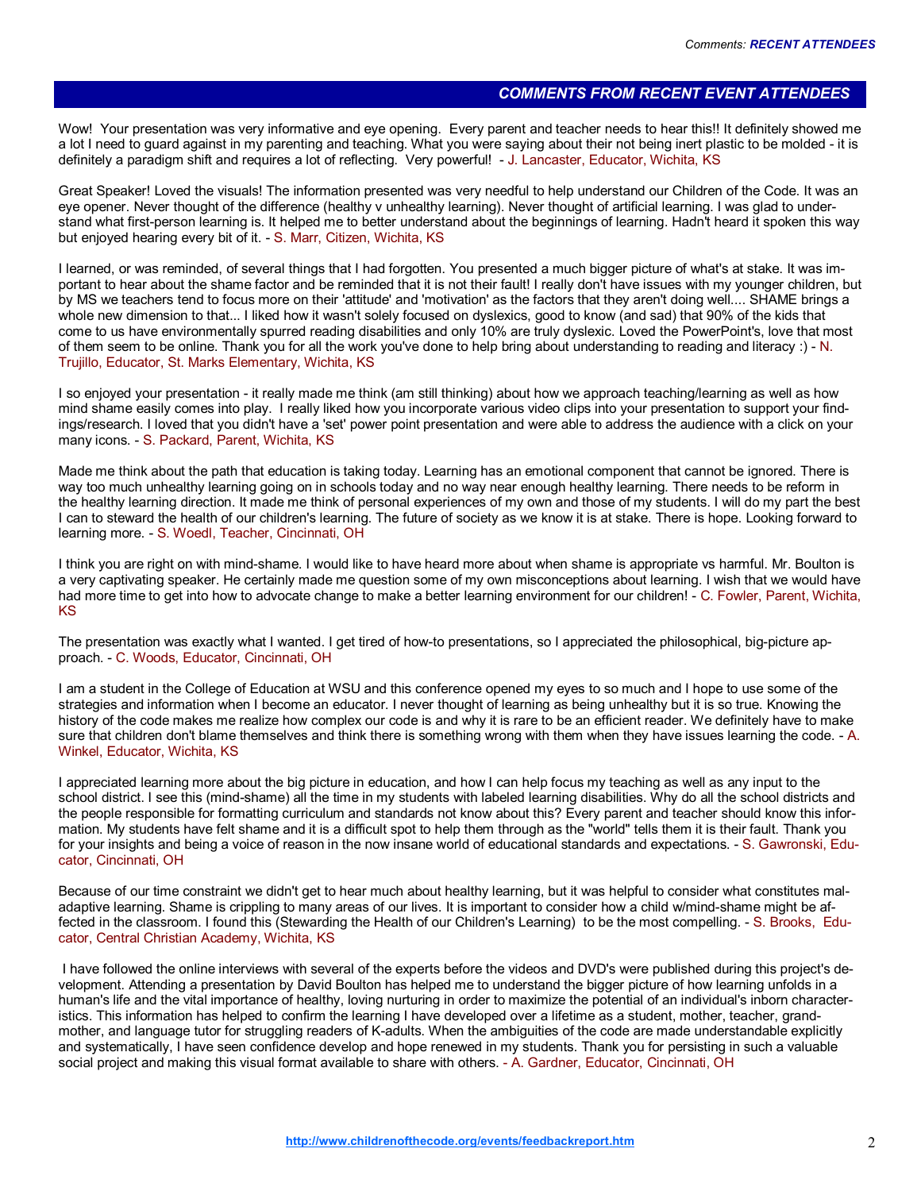## COMMENTS FROM RECENT EVENT ATTENDEES

Wow! Your presentation was very informative and eye opening. Every parent and teacher needs to hear this!! It definitely showed me a lot I need to guard against in my parenting and teaching. What you were saying about their not being inert plastic to be molded - it is definitely a paradigm shift and requires a lot of reflecting. Very powerful! - J. Lancaster, Educator, Wichita, KS

Great Speaker! Loved the visuals! The information presented was very needful to help understand our Children of the Code. It was an eye opener. Never thought of the difference (healthy v unhealthy learning). Never thought of artificial learning. I was glad to understand what first-person learning is. It helped me to better understand about the beginnings of learning. Hadn't heard it spoken this way but enjoyed hearing every bit of it. - S. Marr, Citizen, Wichita, KS

I learned, or was reminded, of several things that I had forgotten. You presented a much bigger picture of what's at stake. It was important to hear about the shame factor and be reminded that it is not their fault! I really don't have issues with my younger children, but by MS we teachers tend to focus more on their 'attitude' and 'motivation' as the factors that they aren't doing well.... SHAME brings a whole new dimension to that... I liked how it wasn't solely focused on dyslexics, good to know (and sad) that 90% of the kids that come to us have environmentally spurred reading disabilities and only 10% are truly dyslexic. Loved the PowerPoint's, love that most of them seem to be online. Thank you for all the work you've done to help bring about understanding to reading and literacy :) - N. Trujillo, Educator, St. Marks Elementary, Wichita, KS

I so enjoyed your presentation - it really made me think (am still thinking) about how we approach teaching/learning as well as how mind shame easily comes into play. I really liked how you incorporate various video clips into your presentation to support your findings/research. I loved that you didn't have a 'set' power point presentation and were able to address the audience with a click on your many icons. - S. Packard, Parent, Wichita, KS

Made me think about the path that education is taking today. Learning has an emotional component that cannot be ignored. There is way too much unhealthy learning going on in schools today and no way near enough healthy learning. There needs to be reform in the healthy learning direction. It made me think of personal experiences of my own and those of my students. I will do my part the best I can to steward the health of our children's learning. The future of society as we know it is at stake. There is hope. Looking forward to learning more. - S. Woedl, Teacher, Cincinnati, OH

I think you are right on with mind-shame. I would like to have heard more about when shame is appropriate vs harmful. Mr. Boulton is a very captivating speaker. He certainly made me question some of my own misconceptions about learning. I wish that we would have had more time to get into how to advocate change to make a better learning environment for our children! - C. Fowler, Parent, Wichita, KS

The presentation was exactly what I wanted. I get tired of how-to presentations, so I appreciated the philosophical, big-picture approach. - C. Woods, Educator, Cincinnati, OH

I am a student in the College of Education at WSU and this conference opened my eyes to so much and I hope to use some of the strategies and information when I become an educator. I never thought of learning as being unhealthy but it is so true. Knowing the history of the code makes me realize how complex our code is and why it is rare to be an efficient reader. We definitely have to make sure that children don't blame themselves and think there is something wrong with them when they have issues learning the code. - A. Winkel, Educator, Wichita, KS

I appreciated learning more about the big picture in education, and how I can help focus my teaching as well as any input to the school district. I see this (mind-shame) all the time in my students with labeled learning disabilities. Why do all the school districts and the people responsible for formatting curriculum and standards not know about this? Every parent and teacher should know this information. My students have felt shame and it is a difficult spot to help them through as the "world" tells them it is their fault. Thank you for your insights and being a voice of reason in the now insane world of educational standards and expectations. - S. Gawronski, Educator, Cincinnati, OH

Because of our time constraint we didn't get to hear much about healthy learning, but it was helpful to consider what constitutes maladaptive learning. Shame is crippling to many areas of our lives. It is important to consider how a child w/mind-shame might be affected in the classroom. I found this (Stewarding the Health of our Children's Learning) to be the most compelling. - S. Brooks, Educator, Central Christian Academy, Wichita, KS

I have followed the online interviews with several of the experts before the videos and DVD's were published during this project's development. Attending a presentation by David Boulton has helped me to understand the bigger picture of how learning unfolds in a human's life and the vital importance of healthy, loving nurturing in order to maximize the potential of an individual's inborn characteristics. This information has helped to confirm the learning I have developed over a lifetime as a student, mother, teacher, grandmother, and language tutor for struggling readers of K-adults. When the ambiguities of the code are made understandable explicitly and systematically, I have seen confidence develop and hope renewed in my students. Thank you for persisting in such a valuable social project and making this visual format available to share with others. - A. Gardner, Educator, Cincinnati, OH